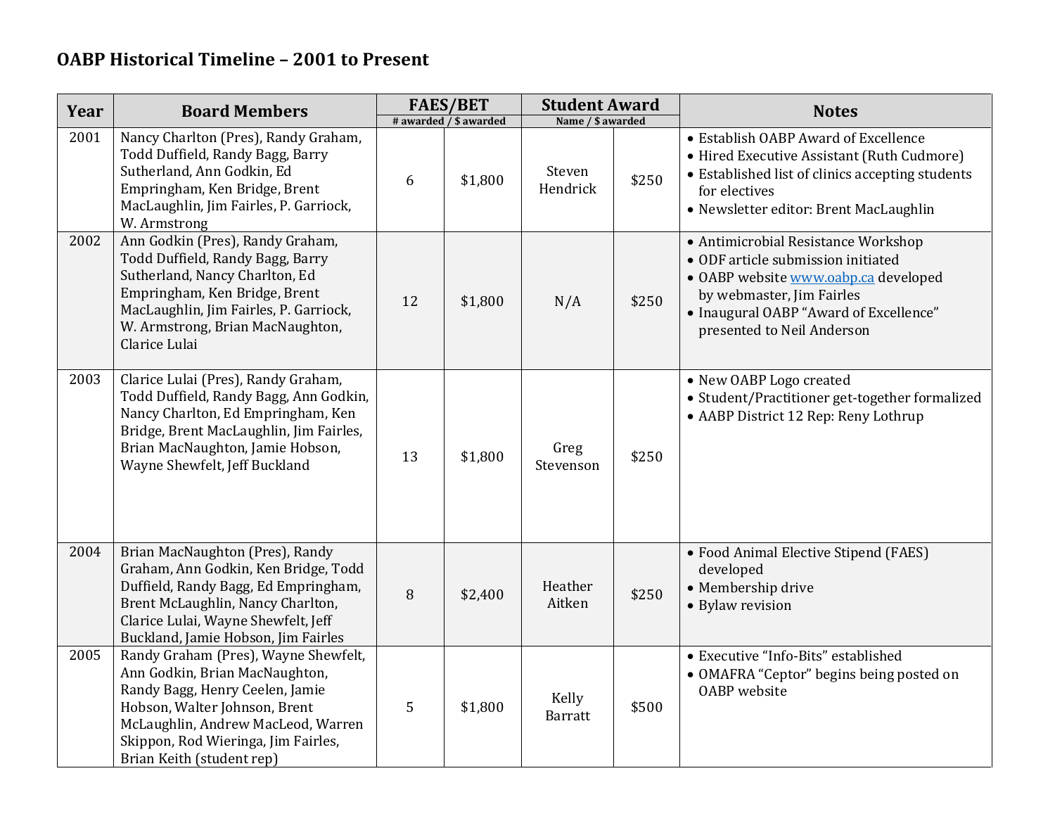# OABP Historical Timeline – 2001 to Present

| Year | Board Members | FAES/BET | | Student Award | | Notes |
|---|---|---|---|---|---|---|
| | | # awarded / $ awarded | | Name / $ awarded | | |
| 2001 | Nancy Charlton (Pres), Randy Graham, Todd Duffield, Randy Bagg, Barry Sutherland, Ann Godkin, Ed Empringham, Ken Bridge, Brent MacLaughlin, Jim Fairles, P. Garriock, W. Armstrong | 6 | $1,800 | Steven Hendrick | $250 | • Establish OABP Award of Excellence<br>• Hired Executive Assistant (Ruth Cudmore)<br>• Established list of clinics accepting students for electives<br>• Newsletter editor: Brent MacLaughlin |
| 2002 | Ann Godkin (Pres), Randy Graham, Todd Duffield, Randy Bagg, Barry Sutherland, Nancy Charlton, Ed Empringham, Ken Bridge, Brent MacLaughlin, Jim Fairles, P. Garriock, W. Armstrong, Brian MacNaughton, Clarice Lulai | 12 | $1,800 | N/A | $250 | • Antimicrobial Resistance Workshop<br>• ODF article submission initiated<br>• OABP website www.oabp.ca developed by webmaster, Jim Fairles<br>• Inaugural OABP "Award of Excellence" presented to Neil Anderson |
| 2003 | Clarice Lulai (Pres), Randy Graham, Todd Duffield, Randy Bagg, Ann Godkin, Nancy Charlton, Ed Empringham, Ken Bridge, Brent MacLaughlin, Jim Fairles, Brian MacNaughton, Jamie Hobson, Wayne Shewfelt, Jeff Buckland | 13 | $1,800 | Greg Stevenson | $250 | • New OABP Logo created<br>• Student/Practitioner get-together formalized<br>• AABP District 12 Rep: Reny Lothrup |
| 2004 | Brian MacNaughton (Pres), Randy Graham, Ann Godkin, Ken Bridge, Todd Duffield, Randy Bagg, Ed Empringham, Brent McLaughlin, Nancy Charlton, Clarice Lulai, Wayne Shewfelt, Jeff Buckland, Jamie Hobson, Jim Fairles | 8 | $2,400 | Heather Aitken | $250 | • Food Animal Elective Stipend (FAES) developed<br>• Membership drive<br>• Bylaw revision |
| 2005 | Randy Graham (Pres), Wayne Shewfelt, Ann Godkin, Brian MacNaughton, Randy Bagg, Henry Ceelen, Jamie Hobson, Walter Johnson, Brent McLaughlin, Andrew MacLeod, Warren Skippon, Rod Wieringa, Jim Fairles, Brian Keith (student rep) | 5 | $1,800 | Kelly Barratt | $500 | • Executive "Info-Bits" established<br>• OMAFRA "Ceptor" begins being posted on OABP website |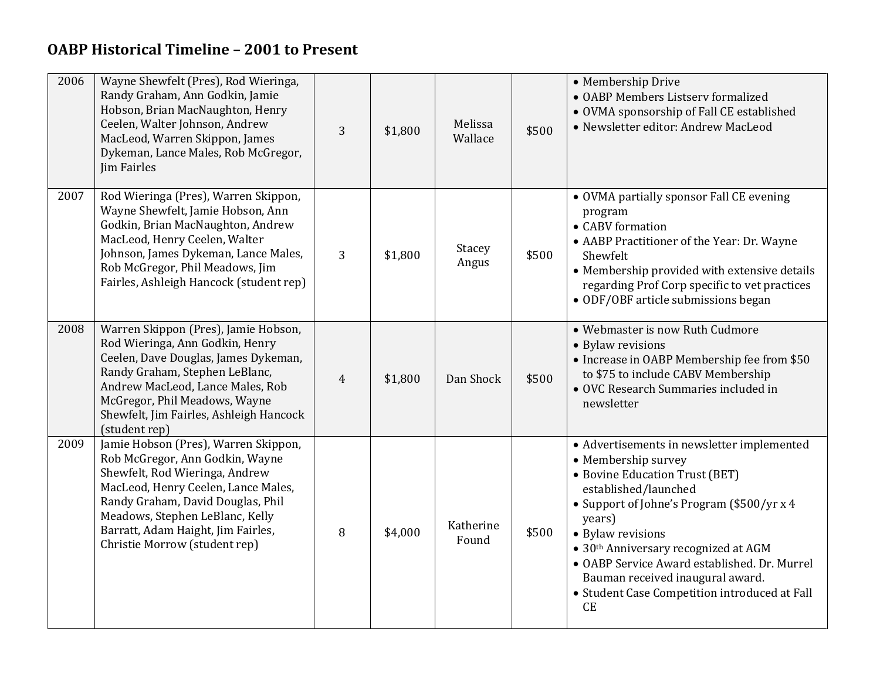# OABP Historical Timeline – 2001 to Present

| | | | | | | |
|---|---|---|---|---|---|---|
| 2006 | Wayne Shewfelt (Pres), Rod Wieringa, Randy Graham, Ann Godkin, Jamie Hobson, Brian MacNaughton, Henry Ceelen, Walter Johnson, Andrew MacLeod, Warren Skippon, James Dykeman, Lance Males, Rob McGregor, Jim Fairles | 3 | $1,800 | Melissa Wallace | $500 | • Membership Drive<br>• OABP Members Listserv formalized<br>• OVMA sponsorship of Fall CE established<br>• Newsletter editor: Andrew MacLeod |
| 2007 | Rod Wieringa (Pres), Warren Skippon, Wayne Shewfelt, Jamie Hobson, Ann Godkin, Brian MacNaughton, Andrew MacLeod, Henry Ceelen, Walter Johnson, James Dykeman, Lance Males, Rob McGregor, Phil Meadows, Jim Fairles, Ashleigh Hancock (student rep) | 3 | $1,800 | Stacey Angus | $500 | • OVMA partially sponsor Fall CE evening program<br>• CABV formation<br>• AABP Practitioner of the Year: Dr. Wayne Shewfelt<br>• Membership provided with extensive details regarding Prof Corp specific to vet practices<br>• ODF/OBF article submissions began |
| 2008 | Warren Skippon (Pres), Jamie Hobson, Rod Wieringa, Ann Godkin, Henry Ceelen, Dave Douglas, James Dykeman, Randy Graham, Stephen LeBlanc, Andrew MacLeod, Lance Males, Rob McGregor, Phil Meadows, Wayne Shewfelt, Jim Fairles, Ashleigh Hancock (student rep) | 4 | $1,800 | Dan Shock | $500 | • Webmaster is now Ruth Cudmore<br>• Bylaw revisions<br>• Increase in OABP Membership fee from $50 to $75 to include CABV Membership<br>• OVC Research Summaries included in newsletter |
| 2009 | Jamie Hobson (Pres), Warren Skippon, Rob McGregor, Ann Godkin, Wayne Shewfelt, Rod Wieringa, Andrew MacLeod, Henry Ceelen, Lance Males, Randy Graham, David Douglas, Phil Meadows, Stephen LeBlanc, Kelly Barratt, Adam Haight, Jim Fairles, Christie Morrow (student rep) | 8 | $4,000 | Katherine Found | $500 | • Advertisements in newsletter implemented<br>• Membership survey<br>• Bovine Education Trust (BET) established/launched<br>• Support of Johne's Program ($500/yr x 4 years)<br>• Bylaw revisions<br>• 30th Anniversary recognized at AGM<br>• OABP Service Award established. Dr. Murrel Bauman received inaugural award.<br>• Student Case Competition introduced at Fall CE |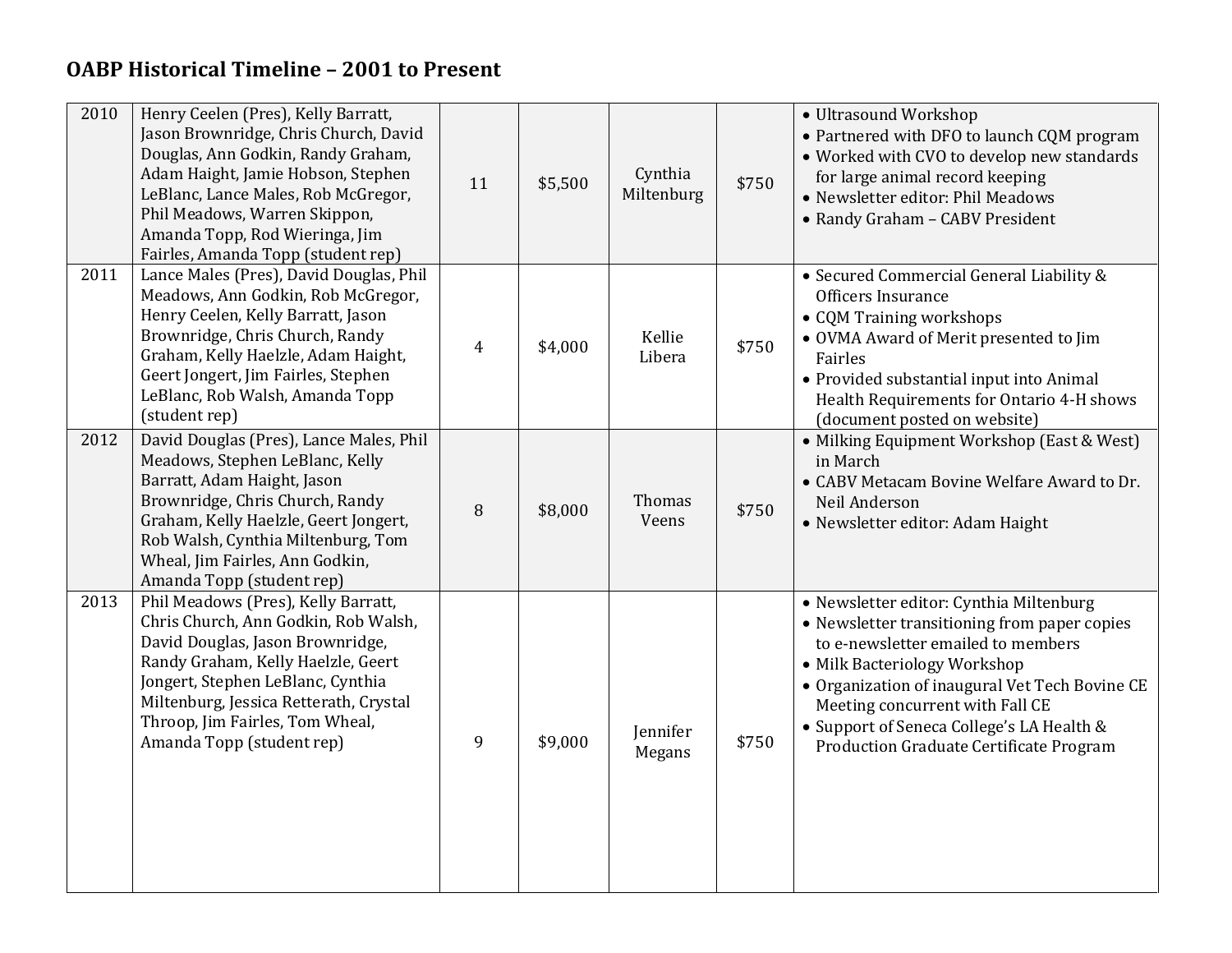# OABP Historical Timeline – 2001 to Present

| | | | | | | |
|---|---|---|---|---|---|---|
| 2010 | Henry Ceelen (Pres), Kelly Barratt, Jason Brownridge, Chris Church, David Douglas, Ann Godkin, Randy Graham, Adam Haight, Jamie Hobson, Stephen LeBlanc, Lance Males, Rob McGregor, Phil Meadows, Warren Skippon, Amanda Topp, Rod Wieringa, Jim Fairles, Amanda Topp (student rep) | 11 | $5,500 | Cynthia Miltenburg | $750 | • Ultrasound Workshop<br>• Partnered with DFO to launch CQM program<br>• Worked with CVO to develop new standards for large animal record keeping<br>• Newsletter editor: Phil Meadows<br>• Randy Graham – CABV President |
| 2011 | Lance Males (Pres), David Douglas, Phil Meadows, Ann Godkin, Rob McGregor, Henry Ceelen, Kelly Barratt, Jason Brownridge, Chris Church, Randy Graham, Kelly Haelzle, Adam Haight, Geert Jongert, Jim Fairles, Stephen LeBlanc, Rob Walsh, Amanda Topp (student rep) | 4 | $4,000 | Kellie Libera | $750 | • Secured Commercial General Liability & Officers Insurance<br>• CQM Training workshops<br>• OVMA Award of Merit presented to Jim Fairles<br>• Provided substantial input into Animal Health Requirements for Ontario 4-H shows (document posted on website) |
| 2012 | David Douglas (Pres), Lance Males, Phil Meadows, Stephen LeBlanc, Kelly Barratt, Adam Haight, Jason Brownridge, Chris Church, Randy Graham, Kelly Haelzle, Geert Jongert, Rob Walsh, Cynthia Miltenburg, Tom Wheal, Jim Fairles, Ann Godkin, Amanda Topp (student rep) | 8 | $8,000 | Thomas Veens | $750 | • Milking Equipment Workshop (East & West) in March<br>• CABV Metacam Bovine Welfare Award to Dr. Neil Anderson<br>• Newsletter editor: Adam Haight |
| 2013 | Phil Meadows (Pres), Kelly Barratt, Chris Church, Ann Godkin, Rob Walsh, David Douglas, Jason Brownridge, Randy Graham, Kelly Haelzle, Geert Jongert, Stephen LeBlanc, Cynthia Miltenburg, Jessica Retterath, Crystal Throop, Jim Fairles, Tom Wheal, Amanda Topp (student rep) | 9 | $9,000 | Jennifer Megans | $750 | • Newsletter editor: Cynthia Miltenburg<br>• Newsletter transitioning from paper copies to e-newsletter emailed to members<br>• Milk Bacteriology Workshop<br>• Organization of inaugural Vet Tech Bovine CE Meeting concurrent with Fall CE<br>• Support of Seneca College's LA Health & Production Graduate Certificate Program |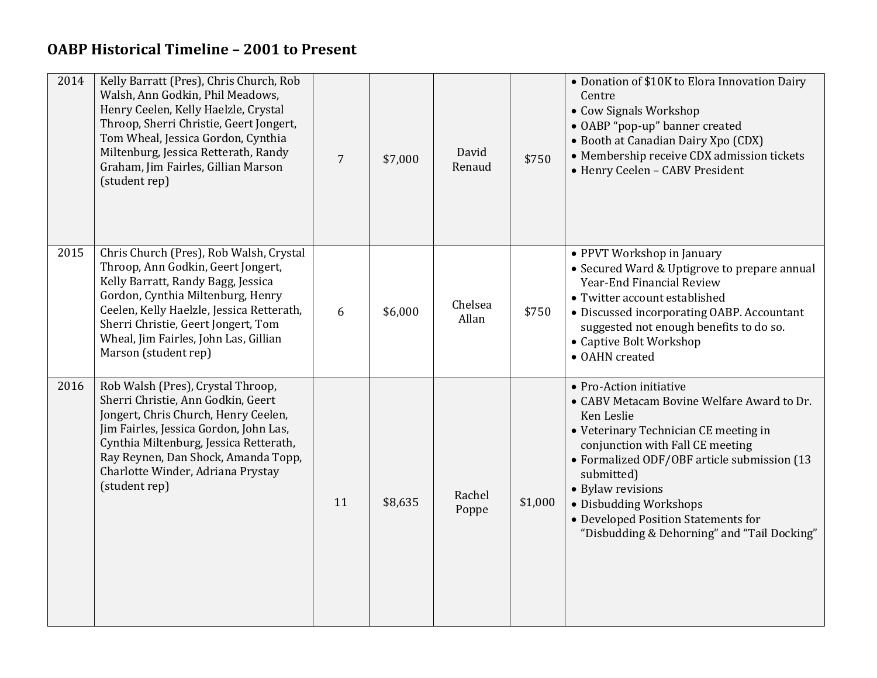## OABP Historical Timeline – 2001 to Present

| | | | | | | |
|---|---|---|---|---|---|---|
| 2014 | Kelly Barratt (Pres), Chris Church, Rob Walsh, Ann Godkin, Phil Meadows, Henry Ceelen, Kelly Haelzle, Crystal Throop, Sherri Christie, Geert Jongert, Tom Wheal, Jessica Gordon, Cynthia Miltenburg, Jessica Retterath, Randy Graham, Jim Fairles, Gillian Marson (student rep) | 7 | $7,000 | David Renaud | $750 | • Donation of $10K to Elora Innovation Dairy Centre<br>• Cow Signals Workshop<br>• OABP "pop-up" banner created<br>• Booth at Canadian Dairy Xpo (CDX)<br>• Membership receive CDX admission tickets<br>• Henry Ceelen – CABV President |
| 2015 | Chris Church (Pres), Rob Walsh, Crystal Throop, Ann Godkin, Geert Jongert, Kelly Barratt, Randy Bagg, Jessica Gordon, Cynthia Miltenburg, Henry Ceelen, Kelly Haelzle, Jessica Retterath, Sherri Christie, Geert Jongert, Tom Wheal, Jim Fairles, John Las, Gillian Marson (student rep) | 6 | $6,000 | Chelsea Allan | $750 | • PPVT Workshop in January<br>• Secured Ward & Uptigrove to prepare annual Year-End Financial Review<br>• Twitter account established<br>• Discussed incorporating OABP. Accountant suggested not enough benefits to do so.<br>• Captive Bolt Workshop<br>• OAHN created |
| 2016 | Rob Walsh (Pres), Crystal Throop, Sherri Christie, Ann Godkin, Geert Jongert, Chris Church, Henry Ceelen, Jim Fairles, Jessica Gordon, John Las, Cynthia Miltenburg, Jessica Retterath, Ray Reynen, Dan Shock, Amanda Topp, Charlotte Winder, Adriana Prystay (student rep) | 11 | $8,635 | Rachel Poppe | $1,000 | • Pro-Action initiative<br>• CABV Metacam Bovine Welfare Award to Dr. Ken Leslie<br>• Veterinary Technician CE meeting in conjunction with Fall CE meeting<br>• Formalized ODF/OBF article submission (13 submitted)<br>• Bylaw revisions<br>• Disbudding Workshops<br>• Developed Position Statements for "Disbudding & Dehorning" and "Tail Docking" |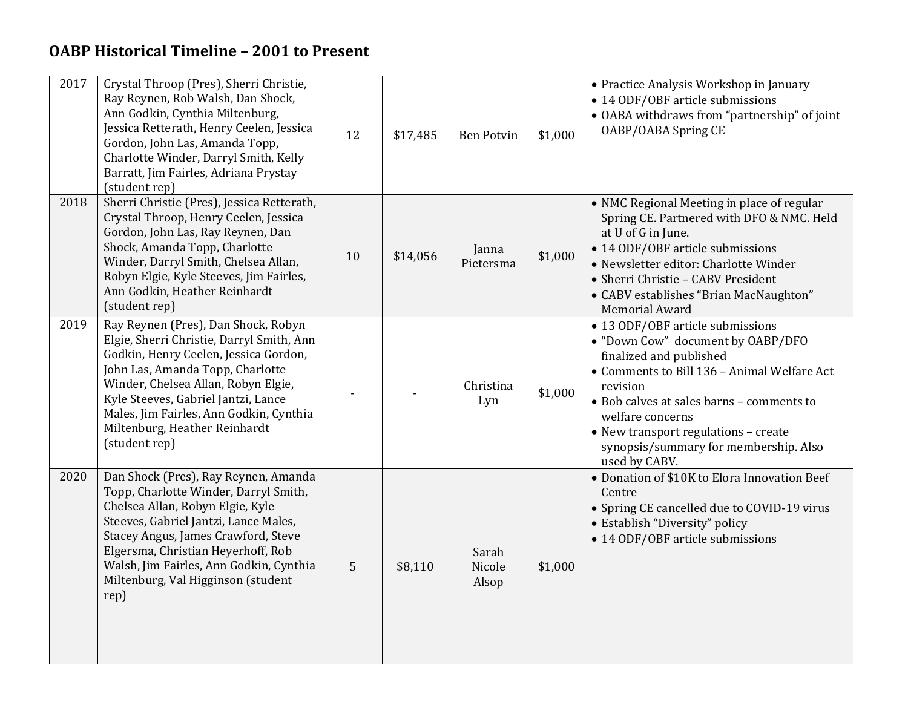# OABP Historical Timeline – 2001 to Present

| | | | | | | |
|---|---|---|---|---|---|---|
| 2017 | Crystal Throop (Pres), Sherri Christie, Ray Reynen, Rob Walsh, Dan Shock, Ann Godkin, Cynthia Miltenburg, Jessica Retterath, Henry Ceelen, Jessica Gordon, John Las, Amanda Topp, Charlotte Winder, Darryl Smith, Kelly Barratt, Jim Fairles, Adriana Prystay (student rep) | 12 | $17,485 | Ben Potvin | $1,000 | • Practice Analysis Workshop in January<br>• 14 ODF/OBF article submissions<br>• OABA withdraws from "partnership" of joint OABP/OABA Spring CE |
| 2018 | Sherri Christie (Pres), Jessica Retterath, Crystal Throop, Henry Ceelen, Jessica Gordon, John Las, Ray Reynen, Dan Shock, Amanda Topp, Charlotte Winder, Darryl Smith, Chelsea Allan, Robyn Elgie, Kyle Steeves, Jim Fairles, Ann Godkin, Heather Reinhardt (student rep) | 10 | $14,056 | Janna Pietersma | $1,000 | • NMC Regional Meeting in place of regular Spring CE. Partnered with DFO & NMC. Held at U of G in June.<br>• 14 ODF/OBF article submissions<br>• Newsletter editor: Charlotte Winder<br>• Sherri Christie – CABV President<br>• CABV establishes "Brian MacNaughton" Memorial Award |
| 2019 | Ray Reynen (Pres), Dan Shock, Robyn Elgie, Sherri Christie, Darryl Smith, Ann Godkin, Henry Ceelen, Jessica Gordon, John Las, Amanda Topp, Charlotte Winder, Chelsea Allan, Robyn Elgie, Kyle Steeves, Gabriel Jantzi, Lance Males, Jim Fairles, Ann Godkin, Cynthia Miltenburg, Heather Reinhardt (student rep) | - | - | Christina Lyn | $1,000 | • 13 ODF/OBF article submissions<br>• "Down Cow" document by OABP/DFO finalized and published<br>• Comments to Bill 136 – Animal Welfare Act revision<br>• Bob calves at sales barns – comments to welfare concerns<br>• New transport regulations – create synopsis/summary for membership. Also used by CABV. |
| 2020 | Dan Shock (Pres), Ray Reynen, Amanda Topp, Charlotte Winder, Darryl Smith, Chelsea Allan, Robyn Elgie, Kyle Steeves, Gabriel Jantzi, Lance Males, Stacey Angus, James Crawford, Steve Elgersma, Christian Heyerhoff, Rob Walsh, Jim Fairles, Ann Godkin, Cynthia Miltenburg, Val Higginson (student rep) | 5 | $8,110 | Sarah Nicole Alsop | $1,000 | • Donation of $10K to Elora Innovation Beef Centre<br>• Spring CE cancelled due to COVID-19 virus<br>• Establish "Diversity" policy<br>• 14 ODF/OBF article submissions |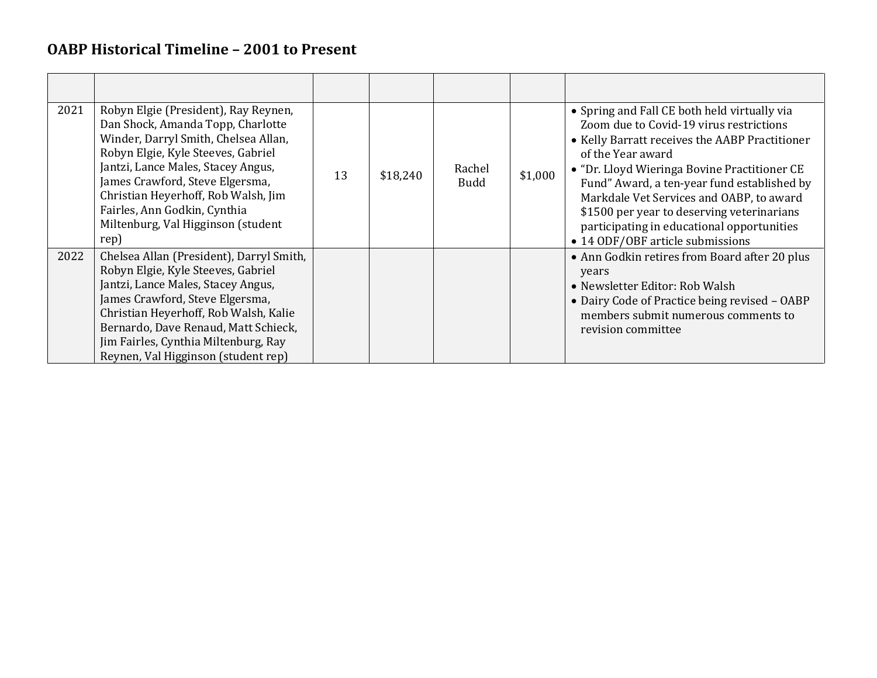## OABP Historical Timeline – 2001 to Present

| | | | | | | |
|---|---|---|---|---|---|---|
| 2021 | Robyn Elgie (President), Ray Reynen, Dan Shock, Amanda Topp, Charlotte Winder, Darryl Smith, Chelsea Allan, Robyn Elgie, Kyle Steeves, Gabriel Jantzi, Lance Males, Stacey Angus, James Crawford, Steve Elgersma, Christian Heyerhoff, Rob Walsh, Jim Fairles, Ann Godkin, Cynthia Miltenburg, Val Higginson (student rep) | 13 | $18,240 | Rachel Budd | $1,000 | • Spring and Fall CE both held virtually via Zoom due to Covid-19 virus restrictions<br>• Kelly Barratt receives the AABP Practitioner of the Year award<br>• "Dr. Lloyd Wieringa Bovine Practitioner CE Fund" Award, a ten-year fund established by Markdale Vet Services and OABP, to award $1500 per year to deserving veterinarians participating in educational opportunities<br>• 14 ODF/OBF article submissions |
| 2022 | Chelsea Allan (President), Darryl Smith, Robyn Elgie, Kyle Steeves, Gabriel Jantzi, Lance Males, Stacey Angus, James Crawford, Steve Elgersma, Christian Heyerhoff, Rob Walsh, Kalie Bernardo, Dave Renaud, Matt Schieck, Jim Fairles, Cynthia Miltenburg, Ray Reynen, Val Higginson (student rep) | | | | | • Ann Godkin retires from Board after 20 plus years<br>• Newsletter Editor: Rob Walsh<br>• Dairy Code of Practice being revised – OABP members submit numerous comments to revision committee |